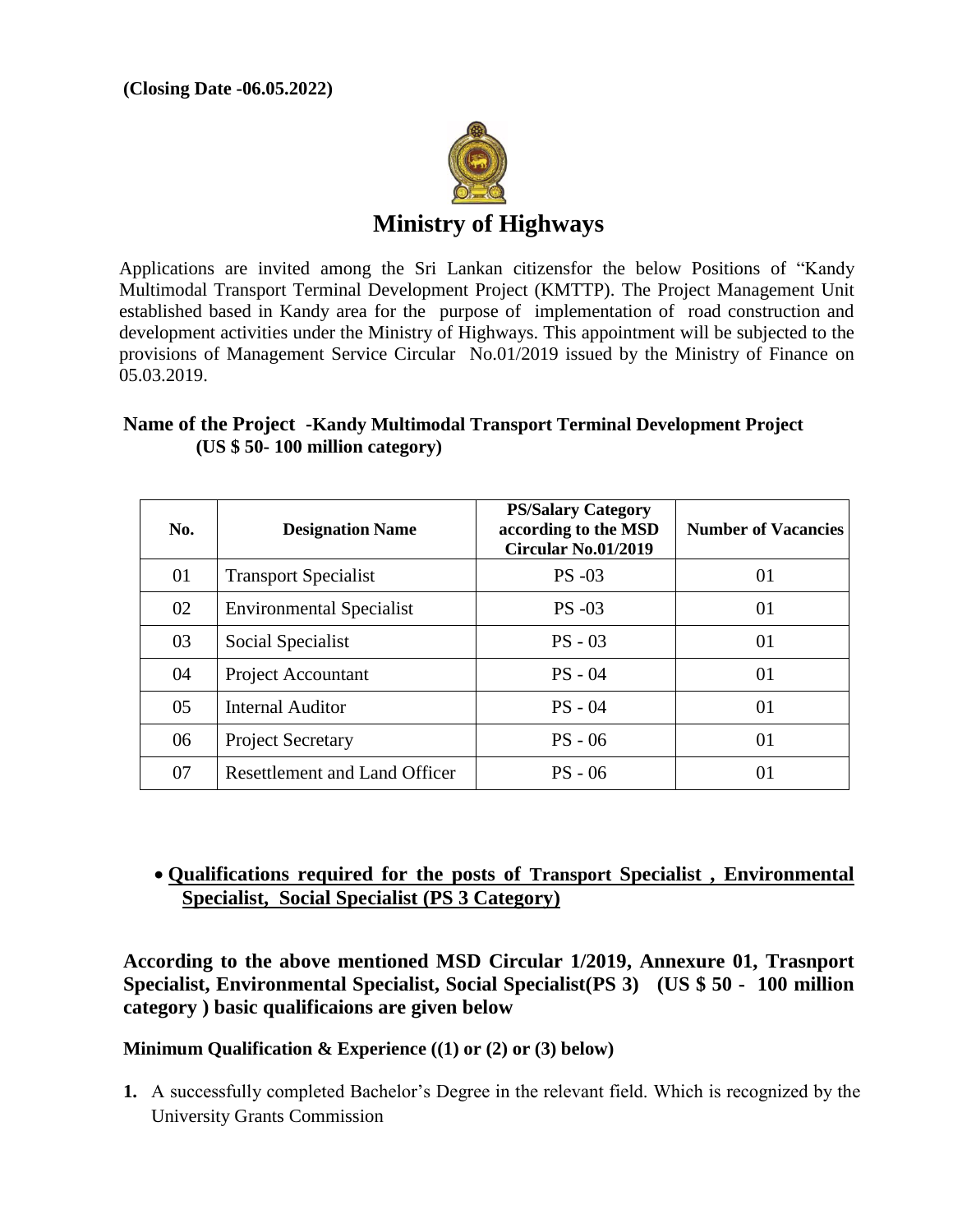**(Closing Date -06.05.2022)**

# Ministry of Highways

Applications are invited among the Sri Lankan citizensfor the below Positions of "Kandy Multimodal Transport Terminal Development Project (KMTTP). The Project Management Unit established based in Kandy area for the purpose of implementation of road construction and development activities under the Ministry of Highways. This appointment will be subjected to the provisions of Management Service Circular No.01/2019 issued by the Ministry of Finance on 05.03.2019.

**Name of the Project -Kandy Multimodal Transport Terminal Development Project (US $ 50- 100 million category)**

| No. | Designation Name | PS/Salary Category according to the MSD Circular No.01/2019 | Number of Vacancies |
|---|---|---|---|
| 01 | Transport Specialist | PS -03 | 01 |
| 02 | Environmental Specialist | PS -03 | 01 |
| 03 | Social Specialist | PS - 03 | 01 |
| 04 | Project Accountant | PS - 04 | 01 |
| 05 | Internal Auditor | PS - 04 | 01 |
| 06 | Project Secretary | PS - 06 | 01 |
| 07 | Resettlement and Land Officer | PS - 06 | 01 |

- **Qualifications required for the posts of Transport Specialist , Environmental Specialist, Social Specialist (PS 3 Category)**

**According to the above mentioned MSD Circular 1/2019, Annexure 01, Trasnport Specialist, Environmental Specialist, Social Specialist(PS 3) (US $ 50 - 100 million category ) basic qualificaions are given below**

**Minimum Qualification & Experience ((1) or (2) or (3) below)**

1. A successfully completed Bachelor's Degree in the relevant field. Which is recognized by the University Grants Commission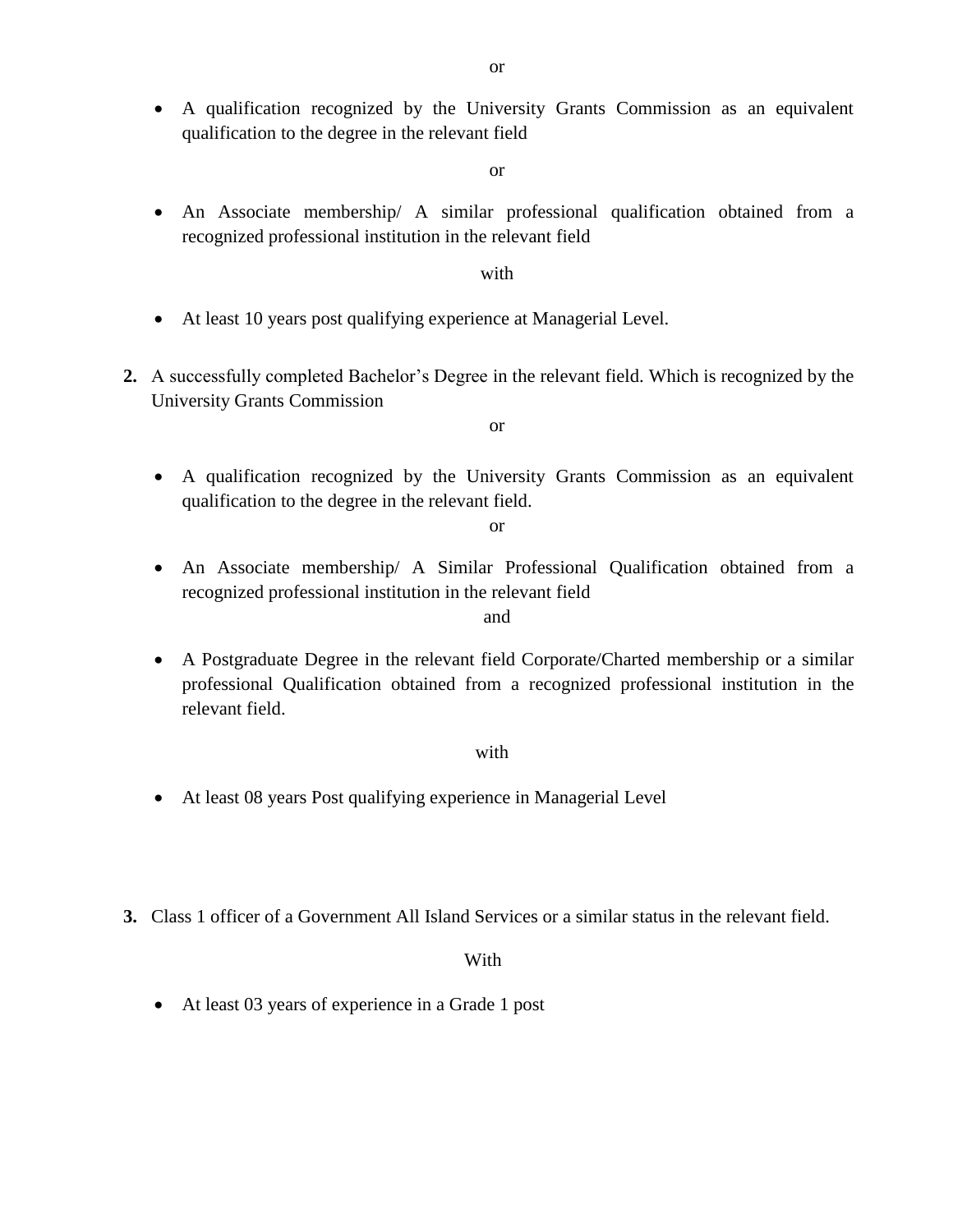or

- A qualification recognized by the University Grants Commission as an equivalent qualification to the degree in the relevant field

or

- An Associate membership/ A similar professional qualification obtained from a recognized professional institution in the relevant field

with

- At least 10 years post qualifying experience at Managerial Level.

2. A successfully completed Bachelor's Degree in the relevant field. Which is recognized by the University Grants Commission

or

- A qualification recognized by the University Grants Commission as an equivalent qualification to the degree in the relevant field.

or

- An Associate membership/ A Similar Professional Qualification obtained from a recognized professional institution in the relevant field

and

- A Postgraduate Degree in the relevant field Corporate/Charted membership or a similar professional Qualification obtained from a recognized professional institution in the relevant field.

with

- At least 08 years Post qualifying experience in Managerial Level

3. Class 1 officer of a Government All Island Services or a similar status in the relevant field.

With

- At least 03 years of experience in a Grade 1 post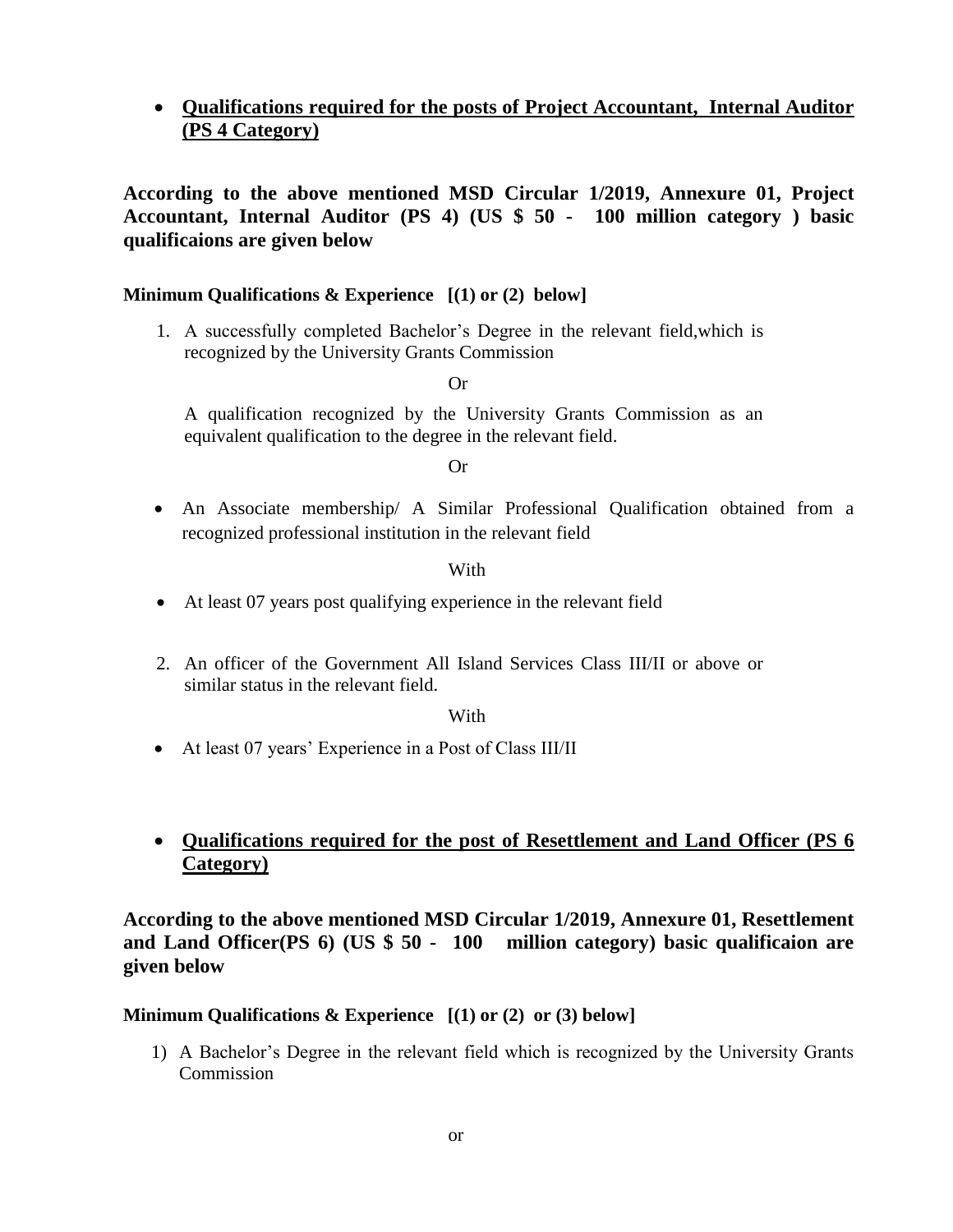- **<u>Qualifications required for the posts of Project Accountant, Internal Auditor (PS 4 Category)</u>**

**According to the above mentioned MSD Circular 1/2019, Annexure 01, Project Accountant, Internal Auditor (PS 4) (US $ 50 - 100 million category ) basic qualificaions are given below**

**Minimum Qualifications & Experience [(1) or (2) below]**

1. A successfully completed Bachelor's Degree in the relevant field,which is recognized by the University Grants Commission

   Or

   A qualification recognized by the University Grants Commission as an equivalent qualification to the degree in the relevant field.

   Or

- An Associate membership/ A Similar Professional Qualification obtained from a recognized professional institution in the relevant field

  With

- At least 07 years post qualifying experience in the relevant field

2. An officer of the Government All Island Services Class III/II or above or similar status in the relevant field.

   With

- At least 07 years' Experience in a Post of Class III/II

- **<u>Qualifications required for the post of Resettlement and Land Officer (PS 6 Category)</u>**

**According to the above mentioned MSD Circular 1/2019, Annexure 01, Resettlement and Land Officer(PS 6) (US $ 50 - 100 million category) basic qualificaion are given below**

**Minimum Qualifications & Experience [(1) or (2) or (3) below]**

1) A Bachelor's Degree in the relevant field which is recognized by the University Grants Commission

   or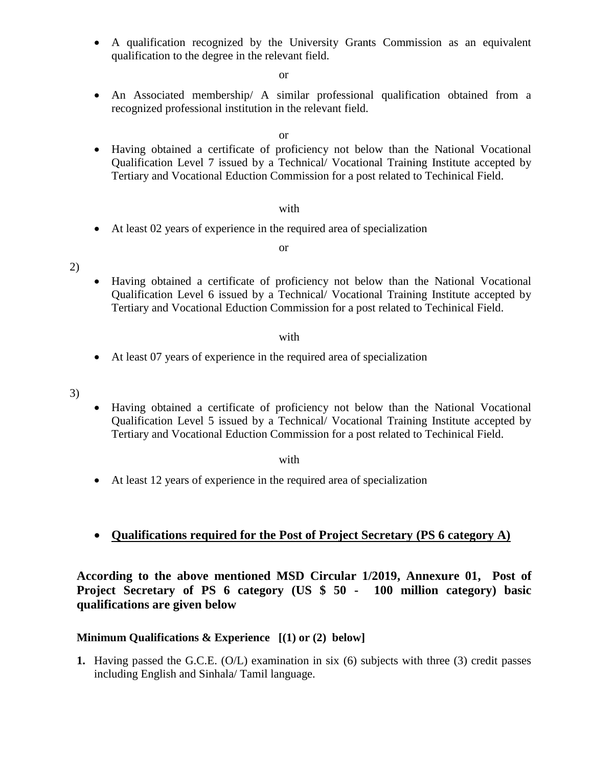- A qualification recognized by the University Grants Commission as an equivalent qualification to the degree in the relevant field.

or

- An Associated membership/ A similar professional qualification obtained from a recognized professional institution in the relevant field.

or

- Having obtained a certificate of proficiency not below than the National Vocational Qualification Level 7 issued by a Technical/ Vocational Training Institute accepted by Tertiary and Vocational Eduction Commission for a post related to Techinical Field.

with

- At least 02 years of experience in the required area of specialization

or

2)

- Having obtained a certificate of proficiency not below than the National Vocational Qualification Level 6 issued by a Technical/ Vocational Training Institute accepted by Tertiary and Vocational Eduction Commission for a post related to Techinical Field.

with

- At least 07 years of experience in the required area of specialization

3)

- Having obtained a certificate of proficiency not below than the National Vocational Qualification Level 5 issued by a Technical/ Vocational Training Institute accepted by Tertiary and Vocational Eduction Commission for a post related to Techinical Field.

with

- At least 12 years of experience in the required area of specialization

- **<u>Qualifications required for the Post of Project Secretary (PS 6 category A)</u>**

**According to the above mentioned MSD Circular 1/2019, Annexure 01, Post of Project Secretary of PS 6 category (US $ 50 - 100 million category) basic qualifications are given below**

**Minimum Qualifications & Experience [(1) or (2) below]**

1. Having passed the G.C.E. (O/L) examination in six (6) subjects with three (3) credit passes including English and Sinhala/ Tamil language.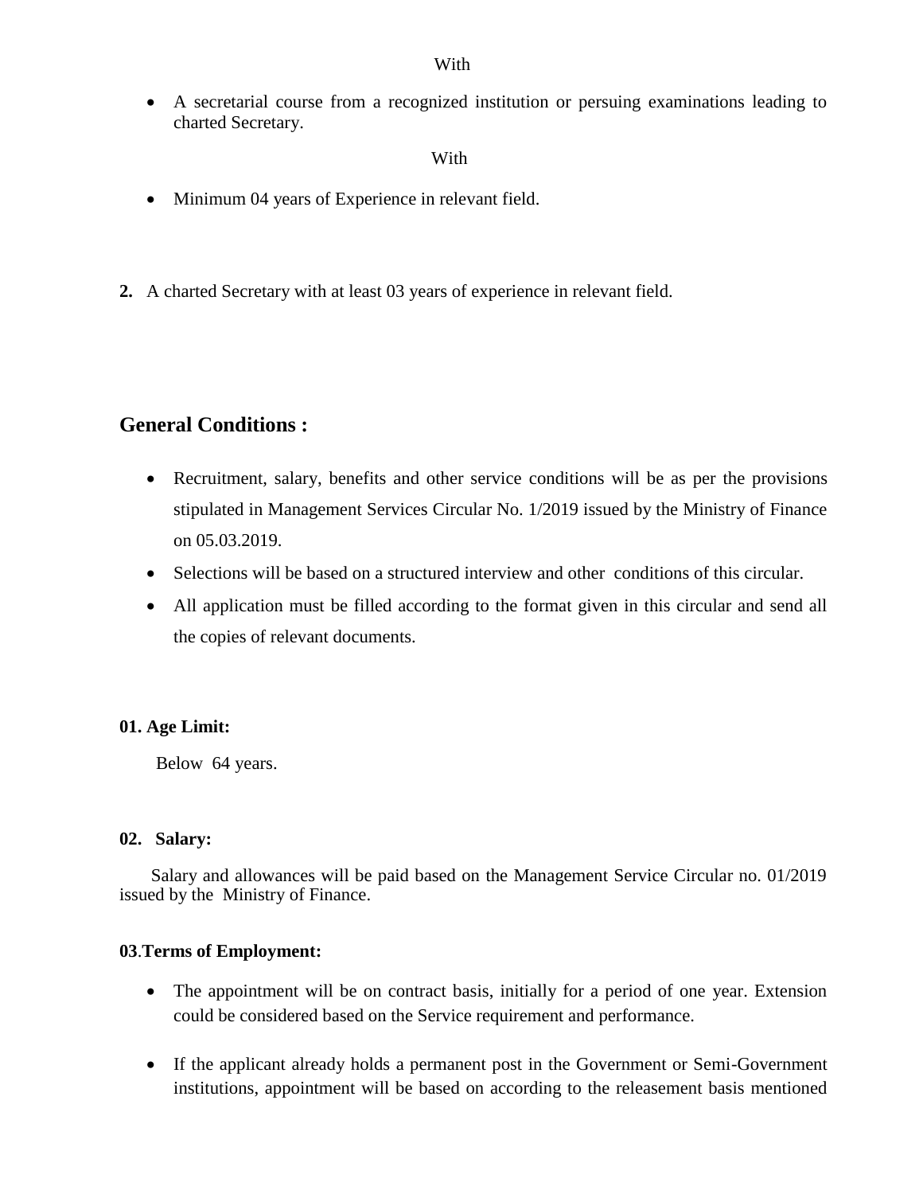With

- A secretarial course from a recognized institution or persuing examinations leading to charted Secretary.

With

- Minimum 04 years of Experience in relevant field.

**2.** A charted Secretary with at least 03 years of experience in relevant field.

## General Conditions :

- Recruitment, salary, benefits and other service conditions will be as per the provisions stipulated in Management Services Circular No. 1/2019 issued by the Ministry of Finance on 05.03.2019.
- Selections will be based on a structured interview and other conditions of this circular.
- All application must be filled according to the format given in this circular and send all the copies of relevant documents.

**01. Age Limit:**

Below 64 years.

**02. Salary:**

Salary and allowances will be paid based on the Management Service Circular no. 01/2019 issued by the Ministry of Finance.

**03.Terms of Employment:**

- The appointment will be on contract basis, initially for a period of one year. Extension could be considered based on the Service requirement and performance.

- If the applicant already holds a permanent post in the Government or Semi-Government institutions, appointment will be based on according to the releasement basis mentioned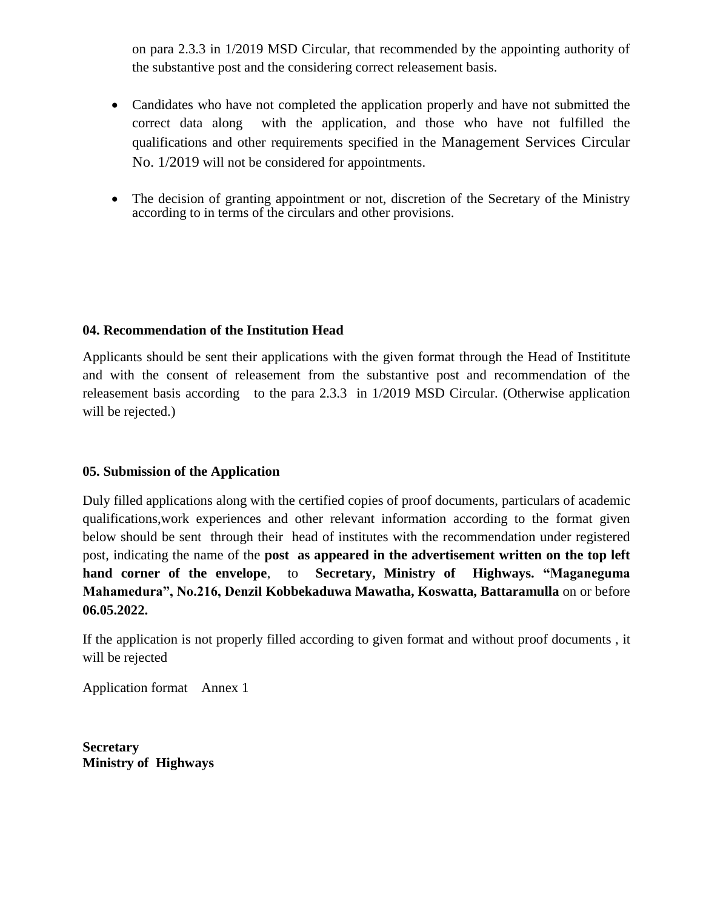on para 2.3.3 in 1/2019 MSD Circular, that recommended by the appointing authority of the substantive post and the considering correct releasement basis.

- Candidates who have not completed the application properly and have not submitted the correct data along with the application, and those who have not fulfilled the qualifications and other requirements specified in the Management Services Circular No. 1/2019 will not be considered for appointments.

- The decision of granting appointment or not, discretion of the Secretary of the Ministry according to in terms of the circulars and other provisions.

**04. Recommendation of the Institution Head**

Applicants should be sent their applications with the given format through the Head of Instititute and with the consent of releasement from the substantive post and recommendation of the releasement basis according to the para 2.3.3 in 1/2019 MSD Circular. (Otherwise application will be rejected.)

**05. Submission of the Application**

Duly filled applications along with the certified copies of proof documents, particulars of academic qualifications,work experiences and other relevant information according to the format given below should be sent through their head of institutes with the recommendation under registered post, indicating the name of the **post as appeared in the advertisement written on the top left hand corner of the envelope**, to **Secretary, Ministry of Highways. "Maganeguma Mahamedura", No.216, Denzil Kobbekaduwa Mawatha, Koswatta, Battaramulla** on or before **06.05.2022.**

If the application is not properly filled according to given format and without proof documents , it will be rejected

Application format Annex 1

**Secretary**
**Ministry of Highways**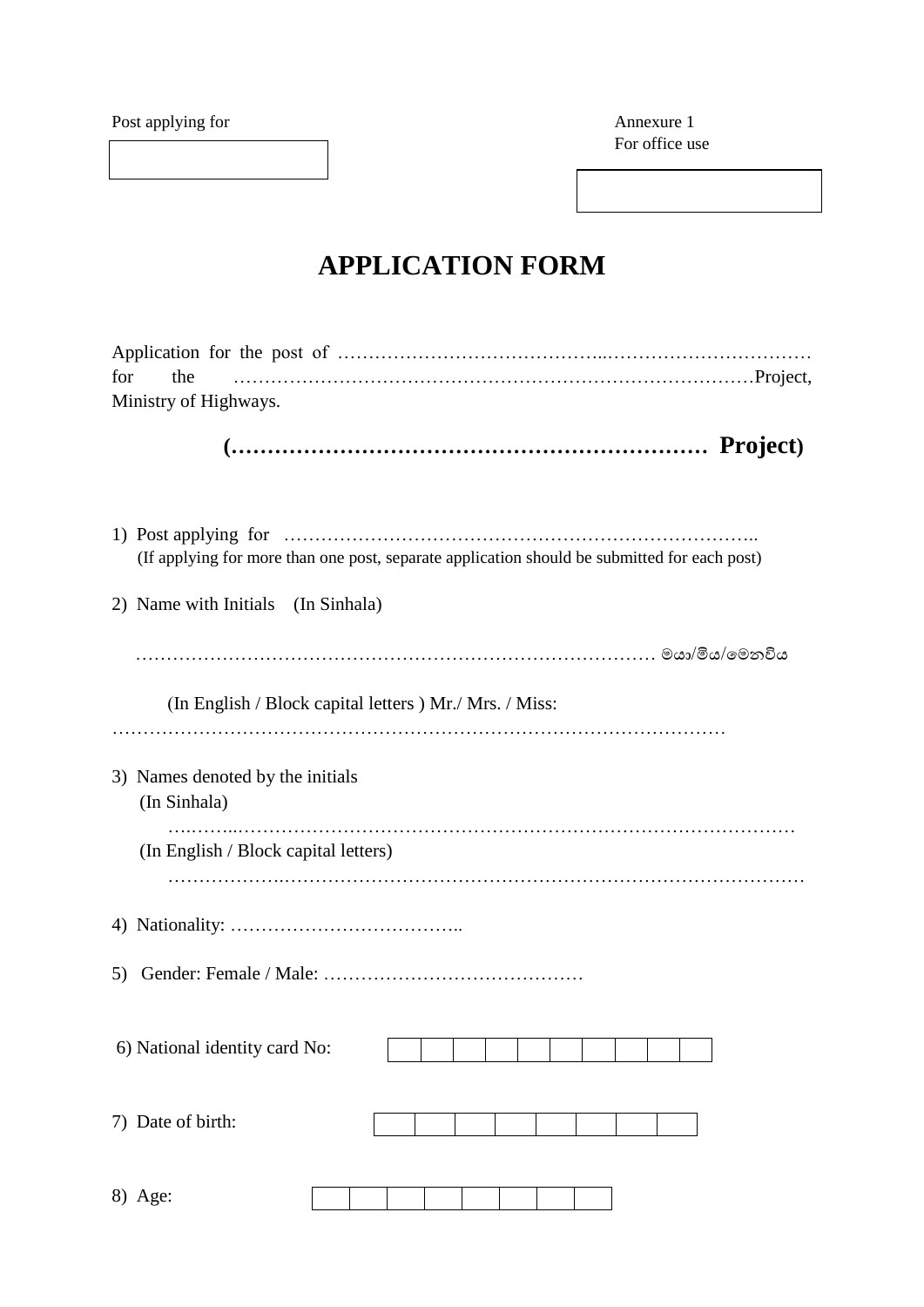Post applying for

| |
|---|
| |

Annexure 1
For office use

| |
|---|
| |

# APPLICATION FORM

Application for the post of ……………………………………..…………………………… for the ……………………………………………………………………………Project, Ministry of Highways.

**(………………………………………………………… Project)**

1) Post applying for …………………………………………………………………..
   (If applying for more than one post, separate application should be submitted for each post)

2) Name with Initials (In Sinhala)

   …………………………………………………………………………… මයා/මිය/මෙනවිය

   (In English / Block capital letters ) Mr./ Mrs. / Miss:
………………………………………………………………………………………

3) Names denoted by the initials
   (In Sinhala)
   ….……..…………………………………………………………………………………
   (In English / Block capital letters)
   ………………..………………………………………………………………………………

4) Nationality: ………………………………..

5) Gender: Female / Male: ……………………………………

6) National identity card No:

| | | | | | | | | | |
|---|---|---|---|---|---|---|---|---|---|
| | | | | | | | | | |

7) Date of birth:

| | | | | | | | |
|---|---|---|---|---|---|---|---|
| | | | | | | | |

8) Age:

| | | | | | | | |
|---|---|---|---|---|---|---|---|
| | | | | | | | |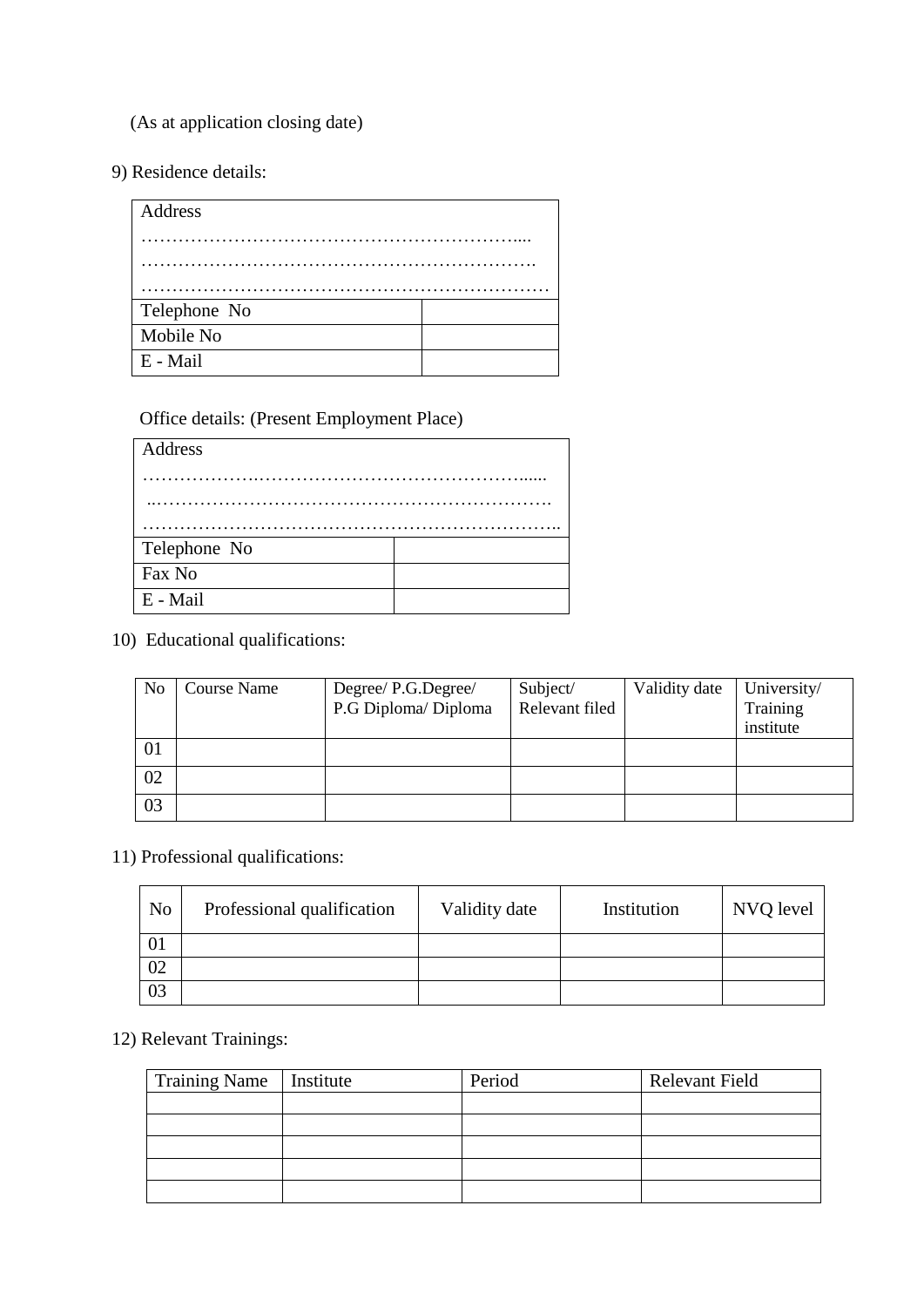(As at application closing date)

9) Residence details:

| Address<br>…………………………………………………….....<br>…………………………………………………….<br>………………………………………………………… | |
|---|---|
| Telephone No | |
| Mobile No | |
| E - Mail | |

Office details: (Present Employment Place)

| Address<br>……………….…………………………………….......<br>..……………………………………………………….<br>………………………………………………………….. | |
|---|---|
| Telephone No | |
| Fax No | |
| E - Mail | |

10) Educational qualifications:

| No | Course Name | Degree/ P.G.Degree/ P.G Diploma/ Diploma | Subject/ Relevant filed | Validity date | University/ Training institute |
|---|---|---|---|---|---|
| 01 | | | | | |
| 02 | | | | | |
| 03 | | | | | |

11) Professional qualifications:

| No | Professional qualification | Validity date | Institution | NVQ level |
|---|---|---|---|---|
| 01 | | | | |
| 02 | | | | |
| 03 | | | | |

12) Relevant Trainings:

| Training Name | Institute | Period | Relevant Field |
|---|---|---|---|
| | | | |
| | | | |
| | | | |
| | | | |
| | | | |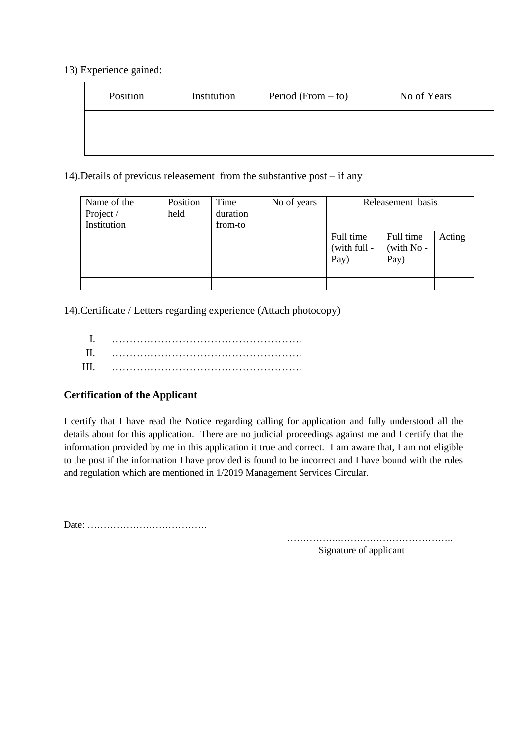13) Experience gained:

| Position | Institution | Period (From – to) | No of Years |
|---|---|---|---|
| | | | |
| | | | |
| | | | |

14).Details of previous releasement from the substantive post – if any

| Name of the Project / Institution | Position held | Time duration from-to | No of years | Releasement basis | | |
|---|---|---|---|---|---|---|
| | | | | Full time (with full - Pay) | Full time (with No - Pay) | Acting |
| | | | | | | |
| | | | | | | |

14).Certificate / Letters regarding experience (Attach photocopy)

I. ………………………………………………

II. ………………………………………………

III. ………………………………………………

**Certification of the Applicant**

I certify that I have read the Notice regarding calling for application and fully understood all the details about for this application. There are no judicial proceedings against me and I certify that the information provided by me in this application it true and correct. I am aware that, I am not eligible to the post if the information I have provided is found to be incorrect and I have bound with the rules and regulation which are mentioned in 1/2019 Management Services Circular.

Date: ……………………………….

……………..……………………………..

Signature of applicant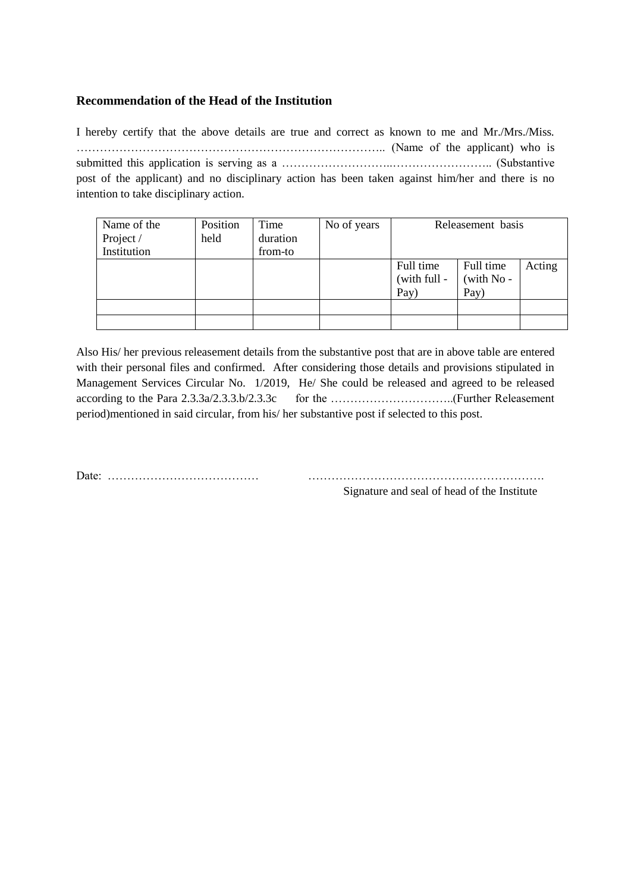### Recommendation of the Head of the Institution

I hereby certify that the above details are true and correct as known to me and Mr./Mrs./Miss. ……………………………………………………………………….. (Name of the applicant) who is submitted this application is serving as a ……………………..…………………….. (Substantive post of the applicant) and no disciplinary action has been taken against him/her and there is no intention to take disciplinary action.

| Name of the Project / Institution | Position held | Time duration from-to | No of years | Releasement basis | | |
|---|---|---|---|---|---|---|
| | | | | Full time (with full - Pay) | Full time (with No - Pay) | Acting |
| | | | | | | |
| | | | | | | |

Also His/ her previous releasement details from the substantive post that are in above table are entered with their personal files and confirmed. After considering those details and provisions stipulated in Management Services Circular No. 1/2019, He/ She could be released and agreed to be released according to the Para 2.3.3a/2.3.3.b/2.3.3c for the …………………………..(Further Releasement period)mentioned in said circular, from his/ her substantive post if selected to this post.

Date: …………………………………　　　　　…………………………………………………….

Signature and seal of head of the Institute